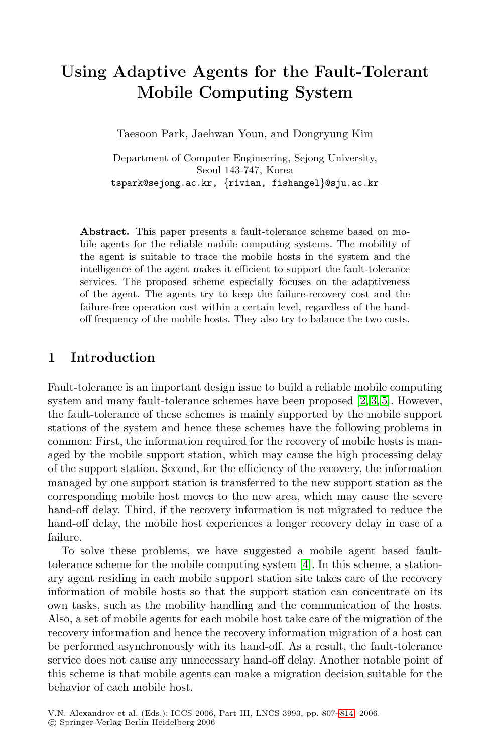# Using Adaptive Agents for the Fault-Tolerant Mobile Computing System

Taesoon Park, Jaehwan Youn, and Dongryung Kim

Department of Computer Engineering, Sejong University,
Seoul 143-747, Korea
tspark@sejong.ac.kr, {rivian, fishangel}@sju.ac.kr

**Abstract.** This paper presents a fault-tolerance scheme based on mobile agents for the reliable mobile computing systems. The mobility of the agent is suitable to trace the mobile hosts in the system and the intelligence of the agent makes it efficient to support the fault-tolerance services. The proposed scheme especially focuses on the adaptiveness of the agent. The agents try to keep the failure-recovery cost and the failure-free operation cost within a certain level, regardless of the hand-off frequency of the mobile hosts. They also try to balance the two costs.

## 1 Introduction

Fault-tolerance is an important design issue to build a reliable mobile computing system and many fault-tolerance schemes have been proposed [2,3,5]. However, the fault-tolerance of these schemes is mainly supported by the mobile support stations of the system and hence these schemes have the following problems in common: First, the information required for the recovery of mobile hosts is managed by the mobile support station, which may cause the high processing delay of the support station. Second, for the efficiency of the recovery, the information managed by one support station is transferred to the new support station as the corresponding mobile host moves to the new area, which may cause the severe hand-off delay. Third, if the recovery information is not migrated to reduce the hand-off delay, the mobile host experiences a longer recovery delay in case of a failure.

To solve these problems, we have suggested a mobile agent based fault-tolerance scheme for the mobile computing system [4]. In this scheme, a stationary agent residing in each mobile support station site takes care of the recovery information of mobile hosts so that the support station can concentrate on its own tasks, such as the mobility handling and the communication of the hosts. Also, a set of mobile agents for each mobile host take care of the migration of the recovery information and hence the recovery information migration of a host can be performed asynchronously with its hand-off. As a result, the fault-tolerance service does not cause any unnecessary hand-off delay. Another notable point of this scheme is that mobile agents can make a migration decision suitable for the behavior of each mobile host.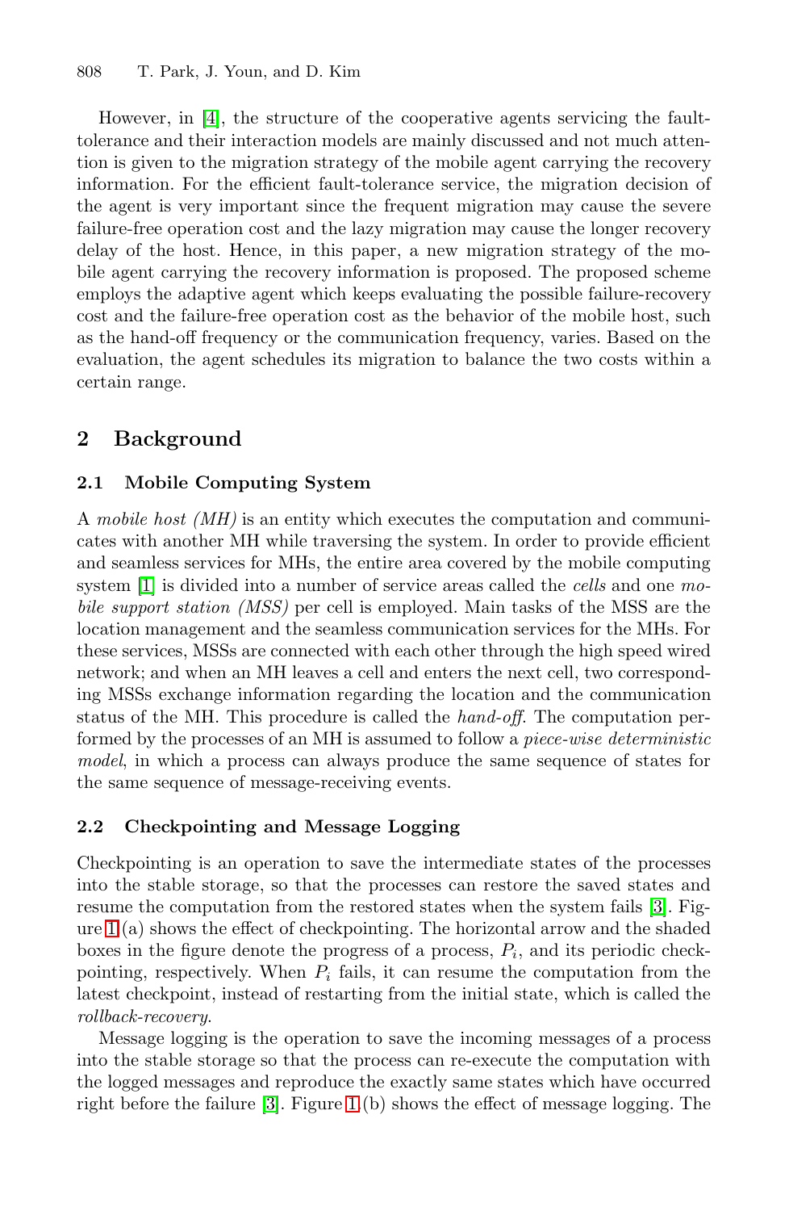However, in [4], the structure of the cooperative agents servicing the fault-tolerance and their interaction models are mainly discussed and not much attention is given to the migration strategy of the mobile agent carrying the recovery information. For the efficient fault-tolerance service, the migration decision of the agent is very important since the frequent migration may cause the severe failure-free operation cost and the lazy migration may cause the longer recovery delay of the host. Hence, in this paper, a new migration strategy of the mobile agent carrying the recovery information is proposed. The proposed scheme employs the adaptive agent which keeps evaluating the possible failure-recovery cost and the failure-free operation cost as the behavior of the mobile host, such as the hand-off frequency or the communication frequency, varies. Based on the evaluation, the agent schedules its migration to balance the two costs within a certain range.

## 2 Background

### 2.1 Mobile Computing System

A *mobile host (MH)* is an entity which executes the computation and communicates with another MH while traversing the system. In order to provide efficient and seamless services for MHs, the entire area covered by the mobile computing system [1] is divided into a number of service areas called the *cells* and one *mobile support station (MSS)* per cell is employed. Main tasks of the MSS are the location management and the seamless communication services for the MHs. For these services, MSSs are connected with each other through the high speed wired network; and when an MH leaves a cell and enters the next cell, two corresponding MSSs exchange information regarding the location and the communication status of the MH. This procedure is called the *hand-off*. The computation performed by the processes of an MH is assumed to follow a *piece-wise deterministic model*, in which a process can always produce the same sequence of states for the same sequence of message-receiving events.

### 2.2 Checkpointing and Message Logging

Checkpointing is an operation to save the intermediate states of the processes into the stable storage, so that the processes can restore the saved states and resume the computation from the restored states when the system fails [3]. Figure 1 (a) shows the effect of checkpointing. The horizontal arrow and the shaded boxes in the figure denote the progress of a process, $P_i$, and its periodic checkpointing, respectively. When $P_i$ fails, it can resume the computation from the latest checkpoint, instead of restarting from the initial state, which is called the *rollback-recovery*.

Message logging is the operation to save the incoming messages of a process into the stable storage so that the process can re-execute the computation with the logged messages and reproduce the exactly same states which have occurred right before the failure [3]. Figure 1 (b) shows the effect of message logging. The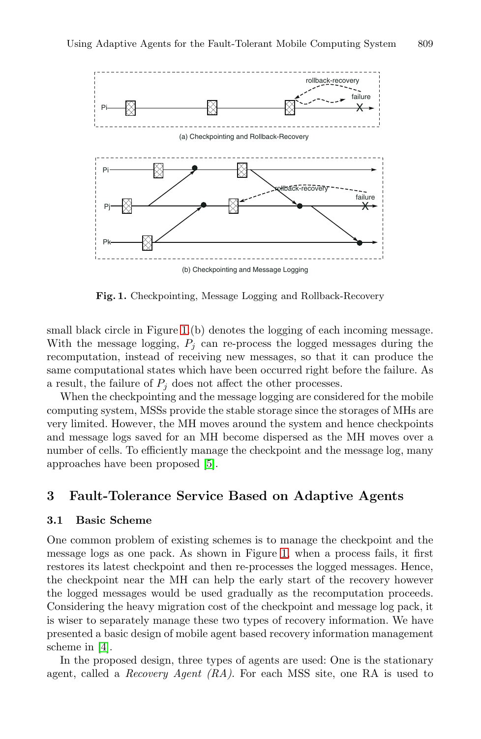(a) Checkpointing and Rollback-Recovery

(b) Checkpointing and Message Logging

**Fig. 1.** Checkpointing, Message Logging and Rollback-Recovery

small black circle in Figure 1 (b) denotes the logging of each incoming message. With the message logging, $P_j$ can re-process the logged messages during the recomputation, instead of receiving new messages, so that it can produce the same computational states which have been occurred right before the failure. As a result, the failure of $P_j$ does not affect the other processes.

When the checkpointing and the message logging are considered for the mobile computing system, MSSs provide the stable storage since the storages of MHs are very limited. However, the MH moves around the system and hence checkpoints and message logs saved for an MH become dispersed as the MH moves over a number of cells. To efficiently manage the checkpoint and the message log, many approaches have been proposed [5].

## 3 Fault-Tolerance Service Based on Adaptive Agents

### 3.1 Basic Scheme

One common problem of existing schemes is to manage the checkpoint and the message logs as one pack. As shown in Figure 1, when a process fails, it first restores its latest checkpoint and then re-processes the logged messages. Hence, the checkpoint near the MH can help the early start of the recovery however the logged messages would be used gradually as the recomputation proceeds. Considering the heavy migration cost of the checkpoint and message log pack, it is wiser to separately manage these two types of recovery information. We have presented a basic design of mobile agent based recovery information management scheme in [4].

In the proposed design, three types of agents are used: One is the stationary agent, called a *Recovery Agent (RA)*. For each MSS site, one RA is used to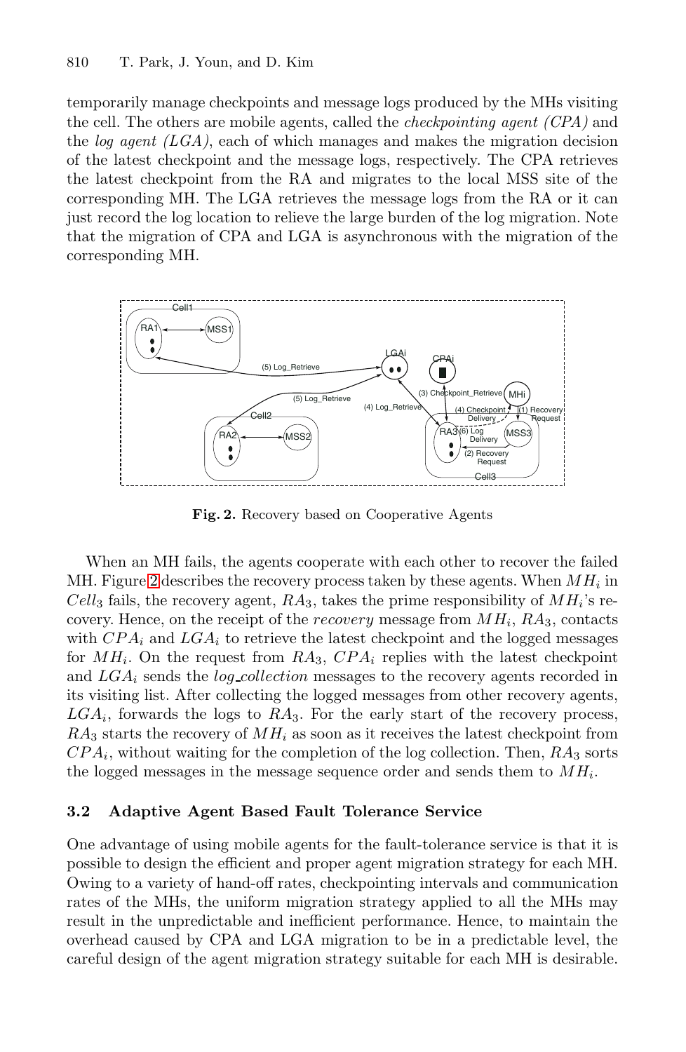temporarily manage checkpoints and message logs produced by the MHs visiting the cell. The others are mobile agents, called the *checkpointing agent (CPA)* and the *log agent (LGA)*, each of which manages and makes the migration decision of the latest checkpoint and the message logs, respectively. The CPA retrieves the latest checkpoint from the RA and migrates to the local MSS site of the corresponding MH. The LGA retrieves the message logs from the RA or it can just record the log location to relieve the large burden of the log migration. Note that the migration of CPA and LGA is asynchronous with the migration of the corresponding MH.

**Fig. 2.** Recovery based on Cooperative Agents

When an MH fails, the agents cooperate with each other to recover the failed MH. Figure 2 describes the recovery process taken by these agents. When $MH_i$ in $Cell_3$ fails, the recovery agent, $RA_3$, takes the prime responsibility of $MH_i$'s recovery. Hence, on the receipt of the *recovery* message from $MH_i$, $RA_3$, contacts with $CPA_i$ and $LGA_i$ to retrieve the latest checkpoint and the logged messages for $MH_i$. On the request from $RA_3$, $CPA_i$ replies with the latest checkpoint and $LGA_i$ sends the *log_collection* messages to the recovery agents recorded in its visiting list. After collecting the logged messages from other recovery agents, $LGA_i$, forwards the logs to $RA_3$. For the early start of the recovery process, $RA_3$ starts the recovery of $MH_i$ as soon as it receives the latest checkpoint from $CPA_i$, without waiting for the completion of the log collection. Then, $RA_3$ sorts the logged messages in the message sequence order and sends them to $MH_i$.

### 3.2 Adaptive Agent Based Fault Tolerance Service

One advantage of using mobile agents for the fault-tolerance service is that it is possible to design the efficient and proper agent migration strategy for each MH. Owing to a variety of hand-off rates, checkpointing intervals and communication rates of the MHs, the uniform migration strategy applied to all the MHs may result in the unpredictable and inefficient performance. Hence, to maintain the overhead caused by CPA and LGA migration to be in a predictable level, the careful design of the agent migration strategy suitable for each MH is desirable.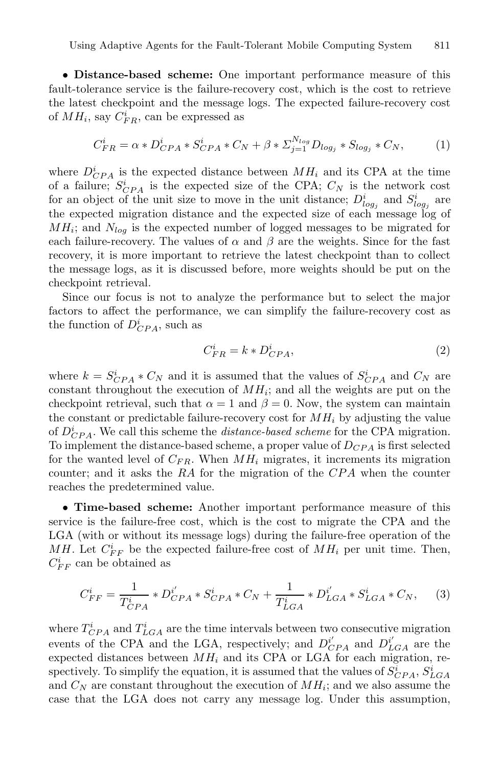• **Distance-based scheme:** One important performance measure of this fault-tolerance service is the failure-recovery cost, which is the cost to retrieve the latest checkpoint and the message logs. The expected failure-recovery cost of $MH_i$, say $C^i_{FR}$, can be expressed as

$$C^i_{FR} = \alpha * D^i_{CPA} * S^i_{CPA} * C_N + \beta * \Sigma_{j=1}^{N_{log}} D_{log_j} * S_{log_j} * C_N, \tag{1}$$

where $D^i_{CPA}$ is the expected distance between $MH_i$ and its CPA at the time of a failure; $S^i_{CPA}$ is the expected size of the CPA; $C_N$ is the network cost for an object of the unit size to move in the unit distance; $D^i_{log_j}$ and $S^i_{log_j}$ are the expected migration distance and the expected size of each message log of $MH_i$; and $N_{log}$ is the expected number of logged messages to be migrated for each failure-recovery. The values of $\alpha$ and $\beta$ are the weights. Since for the fast recovery, it is more important to retrieve the latest checkpoint than to collect the message logs, as it is discussed before, more weights should be put on the checkpoint retrieval.

Since our focus is not to analyze the performance but to select the major factors to affect the performance, we can simplify the failure-recovery cost as the function of $D^i_{CPA}$, such as

$$C^i_{FR} = k * D^i_{CPA}, \tag{2}$$

where $k = S^i_{CPA} * C_N$ and it is assumed that the values of $S^i_{CPA}$ and $C_N$ are constant throughout the execution of $MH_i$; and all the weights are put on the checkpoint retrieval, such that $\alpha = 1$ and $\beta = 0$. Now, the system can maintain the constant or predictable failure-recovery cost for $MH_i$ by adjusting the value of $D^i_{CPA}$. We call this scheme the *distance-based scheme* for the CPA migration. To implement the distance-based scheme, a proper value of $D_{CPA}$ is first selected for the wanted level of $C_{FR}$. When $MH_i$ migrates, it increments its migration counter; and it asks the $RA$ for the migration of the $CPA$ when the counter reaches the predetermined value.

• **Time-based scheme:** Another important performance measure of this service is the failure-free cost, which is the cost to migrate the CPA and the LGA (with or without its message logs) during the failure-free operation of the $MH$. Let $C^i_{FF}$ be the expected failure-free cost of $MH_i$ per unit time. Then, $C^i_{FF}$ can be obtained as

$$C^i_{FF} = \frac{1}{T^i_{CPA}} * D^{i'}_{CPA} * S^i_{CPA} * C_N + \frac{1}{T^i_{LGA}} * D^{i'}_{LGA} * S^i_{LGA} * C_N, \tag{3}$$

where $T^i_{CPA}$ and $T^i_{LGA}$ are the time intervals between two consecutive migration events of the CPA and the LGA, respectively; and $D^{i'}_{CPA}$ and $D^{i'}_{LGA}$ are the expected distances between $MH_i$ and its CPA or LGA for each migration, respectively. To simplify the equation, it is assumed that the values of $S^i_{CPA}$, $S^i_{LGA}$ and $C_N$ are constant throughout the execution of $MH_i$; and we also assume the case that the LGA does not carry any message log. Under this assumption,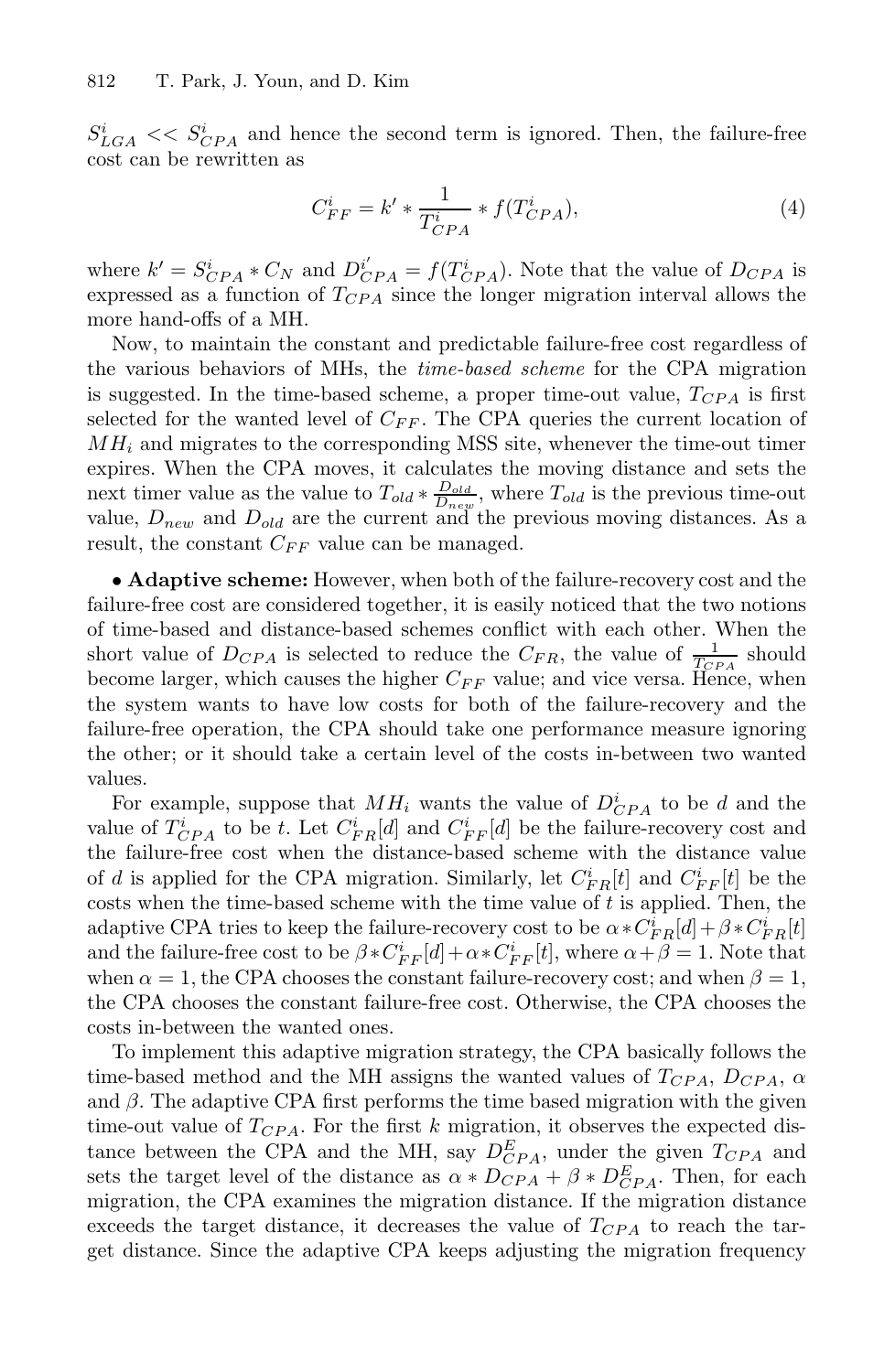$S^i_{LGA} << S^i_{CPA}$ and hence the second term is ignored. Then, the failure-free cost can be rewritten as

$$C^i_{FF} = k' * \frac{1}{T^i_{CPA}} * f(T^i_{CPA}), \tag{4}$$

where $k' = S^i_{CPA} * C_N$ and $D^{i'}_{CPA} = f(T^i_{CPA})$. Note that the value of $D_{CPA}$ is expressed as a function of $T_{CPA}$ since the longer migration interval allows the more hand-offs of a MH.

Now, to maintain the constant and predictable failure-free cost regardless of the various behaviors of MHs, the *time-based scheme* for the CPA migration is suggested. In the time-based scheme, a proper time-out value, $T_{CPA}$ is first selected for the wanted level of $C_{FF}$. The CPA queries the current location of $MH_i$ and migrates to the corresponding MSS site, whenever the time-out timer expires. When the CPA moves, it calculates the moving distance and sets the next timer value as the value to $T_{old} * \frac{D_{old}}{D_{new}}$, where $T_{old}$ is the previous time-out value, $D_{new}$ and $D_{old}$ are the current and the previous moving distances. As a result, the constant $C_{FF}$ value can be managed.

• **Adaptive scheme:** However, when both of the failure-recovery cost and the failure-free cost are considered together, it is easily noticed that the two notions of time-based and distance-based schemes conflict with each other. When the short value of $D_{CPA}$ is selected to reduce the $C_{FR}$, the value of $\frac{1}{T_{CPA}}$ should become larger, which causes the higher $C_{FF}$ value; and vice versa. Hence, when the system wants to have low costs for both of the failure-recovery and the failure-free operation, the CPA should take one performance measure ignoring the other; or it should take a certain level of the costs in-between two wanted values.

For example, suppose that $MH_i$ wants the value of $D^i_{CPA}$ to be $d$ and the value of $T^i_{CPA}$ to be $t$. Let $C^i_{FR}[d]$ and $C^i_{FF}[d]$ be the failure-recovery cost and the failure-free cost when the distance-based scheme with the distance value of $d$ is applied for the CPA migration. Similarly, let $C^i_{FR}[t]$ and $C^i_{FF}[t]$ be the costs when the time-based scheme with the time value of $t$ is applied. Then, the adaptive CPA tries to keep the failure-recovery cost to be $\alpha * C^i_{FR}[d] + \beta * C^i_{FR}[t]$ and the failure-free cost to be $\beta * C^i_{FF}[d] + \alpha * C^i_{FF}[t]$, where $\alpha + \beta = 1$. Note that when $\alpha = 1$, the CPA chooses the constant failure-recovery cost; and when $\beta = 1$, the CPA chooses the constant failure-free cost. Otherwise, the CPA chooses the costs in-between the wanted ones.

To implement this adaptive migration strategy, the CPA basically follows the time-based method and the MH assigns the wanted values of $T_{CPA}$, $D_{CPA}$, $\alpha$ and $\beta$. The adaptive CPA first performs the time based migration with the given time-out value of $T_{CPA}$. For the first $k$ migration, it observes the expected distance between the CPA and the MH, say $D^E_{CPA}$, under the given $T_{CPA}$ and sets the target level of the distance as $\alpha * D_{CPA} + \beta * D^E_{CPA}$. Then, for each migration, the CPA examines the migration distance. If the migration distance exceeds the target distance, it decreases the value of $T_{CPA}$ to reach the target distance. Since the adaptive CPA keeps adjusting the migration frequency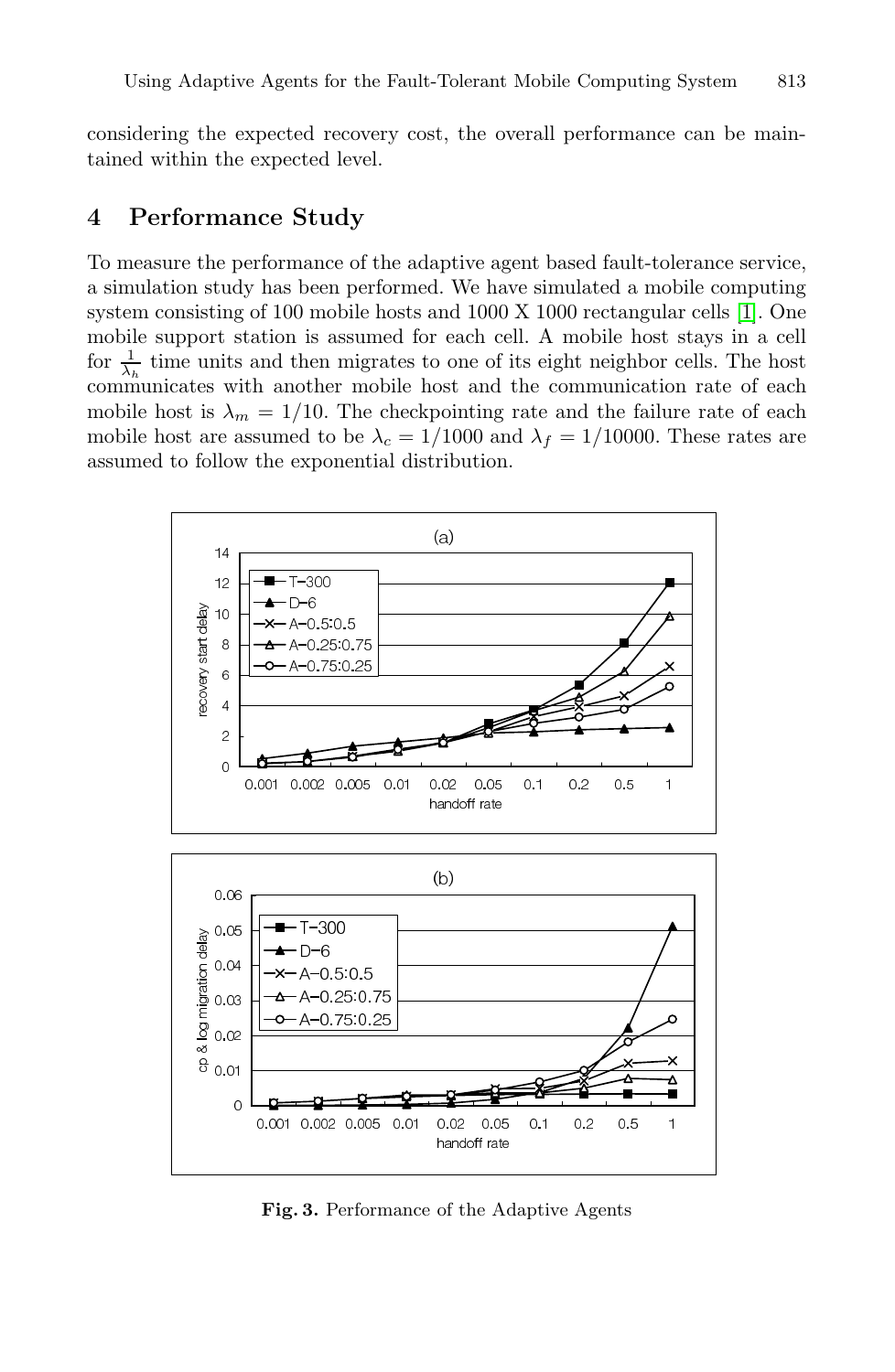considering the expected recovery cost, the overall performance can be maintained within the expected level.

## 4 Performance Study

To measure the performance of the adaptive agent based fault-tolerance service, a simulation study has been performed. We have simulated a mobile computing system consisting of 100 mobile hosts and 1000 X 1000 rectangular cells [1]. One mobile support station is assumed for each cell. A mobile host stays in a cell for $\frac{1}{\lambda_h}$ time units and then migrates to one of its eight neighbor cells. The host communicates with another mobile host and the communication rate of each mobile host is $\lambda_m = 1/10$. The checkpointing rate and the failure rate of each mobile host are assumed to be $\lambda_c = 1/1000$ and $\lambda_f = 1/10000$. These rates are assumed to follow the exponential distribution.

**Fig. 3.** Performance of the Adaptive Agents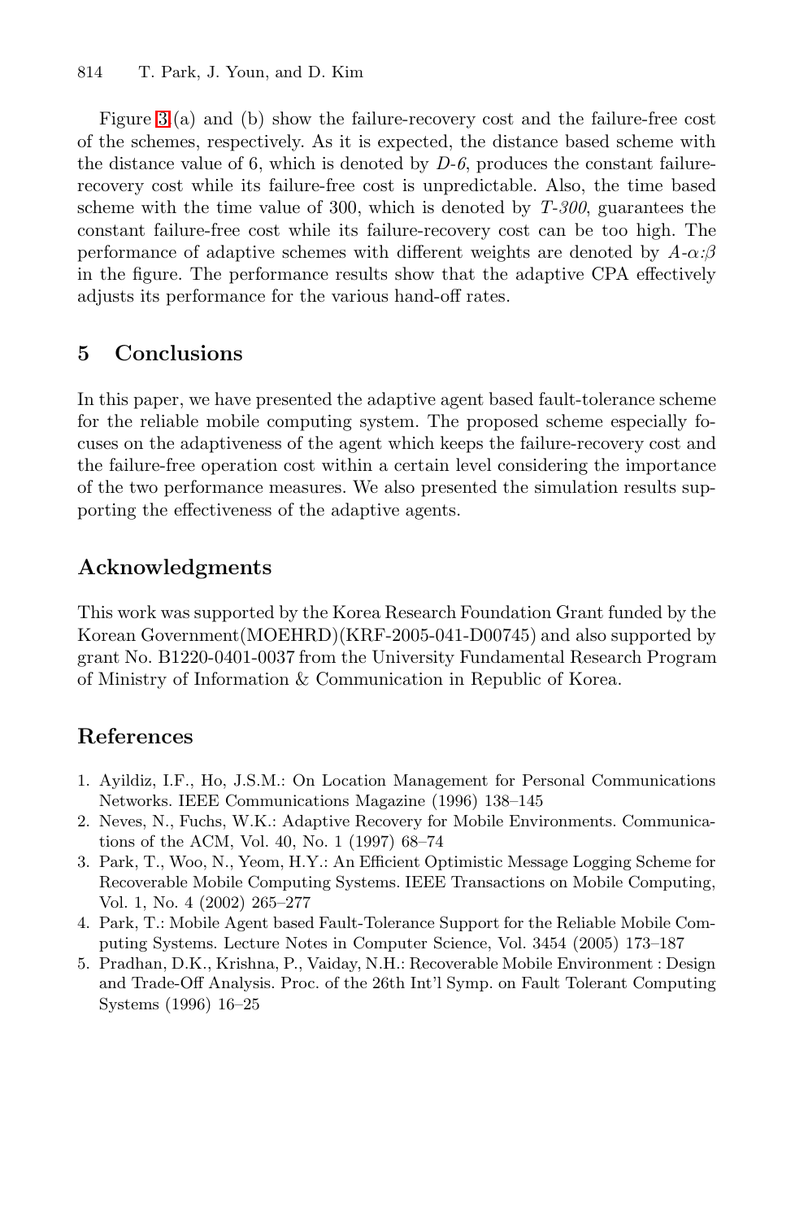Figure 3 (a) and (b) show the failure-recovery cost and the failure-free cost of the schemes, respectively. As it is expected, the distance based scheme with the distance value of 6, which is denoted by *D-6*, produces the constant failure-recovery cost while its failure-free cost is unpredictable. Also, the time based scheme with the time value of 300, which is denoted by *T-300*, guarantees the constant failure-free cost while its failure-recovery cost can be too high. The performance of adaptive schemes with different weights are denoted by $A\text{-}\alpha\text{:}\beta$ in the figure. The performance results show that the adaptive CPA effectively adjusts its performance for the various hand-off rates.

## 5 Conclusions

In this paper, we have presented the adaptive agent based fault-tolerance scheme for the reliable mobile computing system. The proposed scheme especially focuses on the adaptiveness of the agent which keeps the failure-recovery cost and the failure-free operation cost within a certain level considering the importance of the two performance measures. We also presented the simulation results supporting the effectiveness of the adaptive agents.

## Acknowledgments

This work was supported by the Korea Research Foundation Grant funded by the Korean Government(MOEHRD)(KRF-2005-041-D00745) and also supported by grant No. B1220-0401-0037 from the University Fundamental Research Program of Ministry of Information & Communication in Republic of Korea.

## References

1. Ayildiz, I.F., Ho, J.S.M.: On Location Management for Personal Communications Networks. IEEE Communications Magazine (1996) 138–145
2. Neves, N., Fuchs, W.K.: Adaptive Recovery for Mobile Environments. Communications of the ACM, Vol. 40, No. 1 (1997) 68–74
3. Park, T., Woo, N., Yeom, H.Y.: An Efficient Optimistic Message Logging Scheme for Recoverable Mobile Computing Systems. IEEE Transactions on Mobile Computing, Vol. 1, No. 4 (2002) 265–277
4. Park, T.: Mobile Agent based Fault-Tolerance Support for the Reliable Mobile Computing Systems. Lecture Notes in Computer Science, Vol. 3454 (2005) 173–187
5. Pradhan, D.K., Krishna, P., Vaiday, N.H.: Recoverable Mobile Environment : Design and Trade-Off Analysis. Proc. of the 26th Int'l Symp. on Fault Tolerant Computing Systems (1996) 16–25